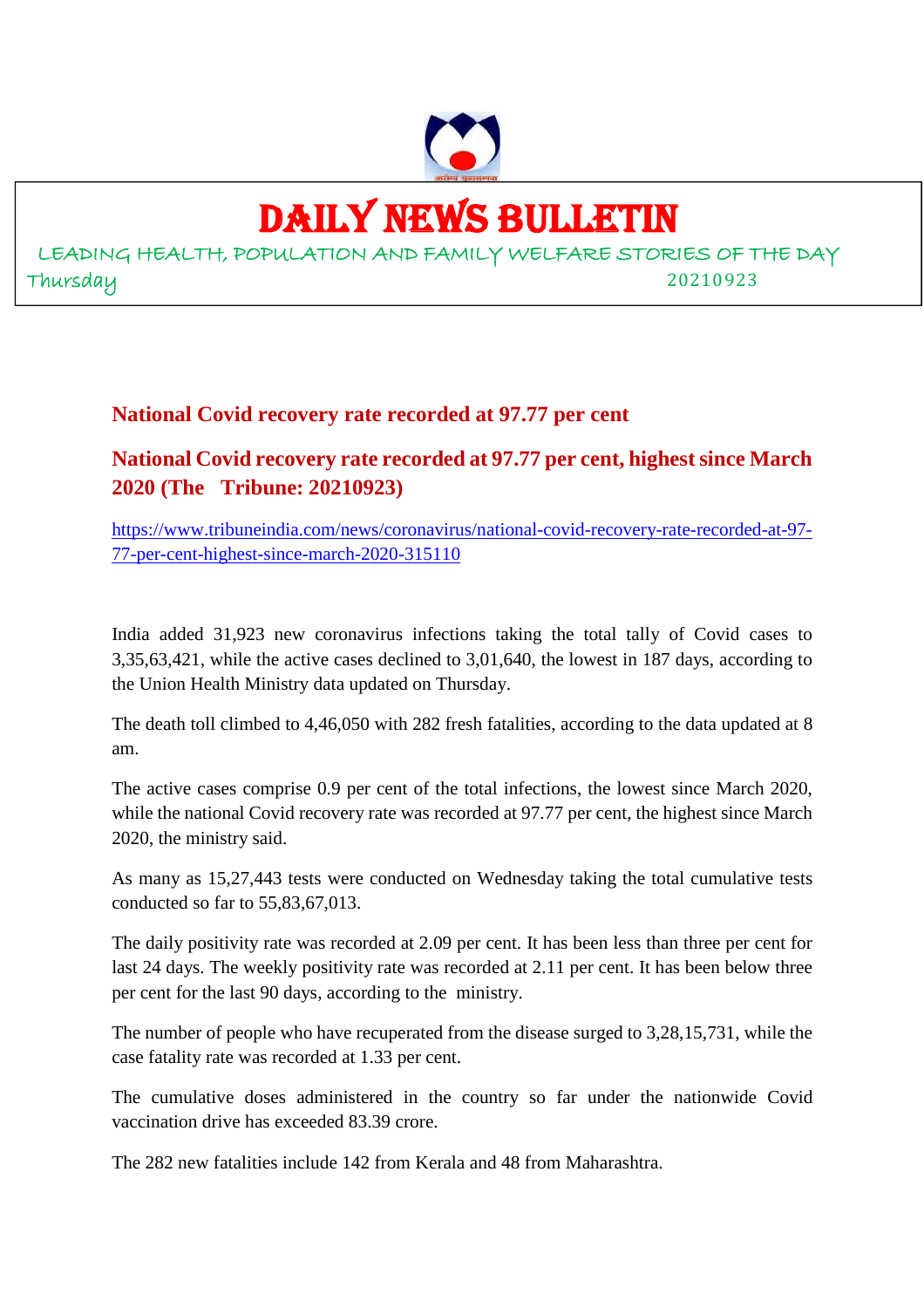# DAILY NEWS BULLETIN

LEADING HEALTH, POPULATION AND FAMILY WELFARE STORIES OF THE DAY

Thursday 20210923

## National Covid recovery rate recorded at 97.77 per cent

## National Covid recovery rate recorded at 97.77 per cent, highest since March 2020 (The Tribune: 20210923)

https://www.tribuneindia.com/news/coronavirus/national-covid-recovery-rate-recorded-at-97-77-per-cent-highest-since-march-2020-315110

India added 31,923 new coronavirus infections taking the total tally of Covid cases to 3,35,63,421, while the active cases declined to 3,01,640, the lowest in 187 days, according to the Union Health Ministry data updated on Thursday.

The death toll climbed to 4,46,050 with 282 fresh fatalities, according to the data updated at 8 am.

The active cases comprise 0.9 per cent of the total infections, the lowest since March 2020, while the national Covid recovery rate was recorded at 97.77 per cent, the highest since March 2020, the ministry said.

As many as 15,27,443 tests were conducted on Wednesday taking the total cumulative tests conducted so far to 55,83,67,013.

The daily positivity rate was recorded at 2.09 per cent. It has been less than three per cent for last 24 days. The weekly positivity rate was recorded at 2.11 per cent. It has been below three per cent for the last 90 days, according to the ministry.

The number of people who have recuperated from the disease surged to 3,28,15,731, while the case fatality rate was recorded at 1.33 per cent.

The cumulative doses administered in the country so far under the nationwide Covid vaccination drive has exceeded 83.39 crore.

The 282 new fatalities include 142 from Kerala and 48 from Maharashtra.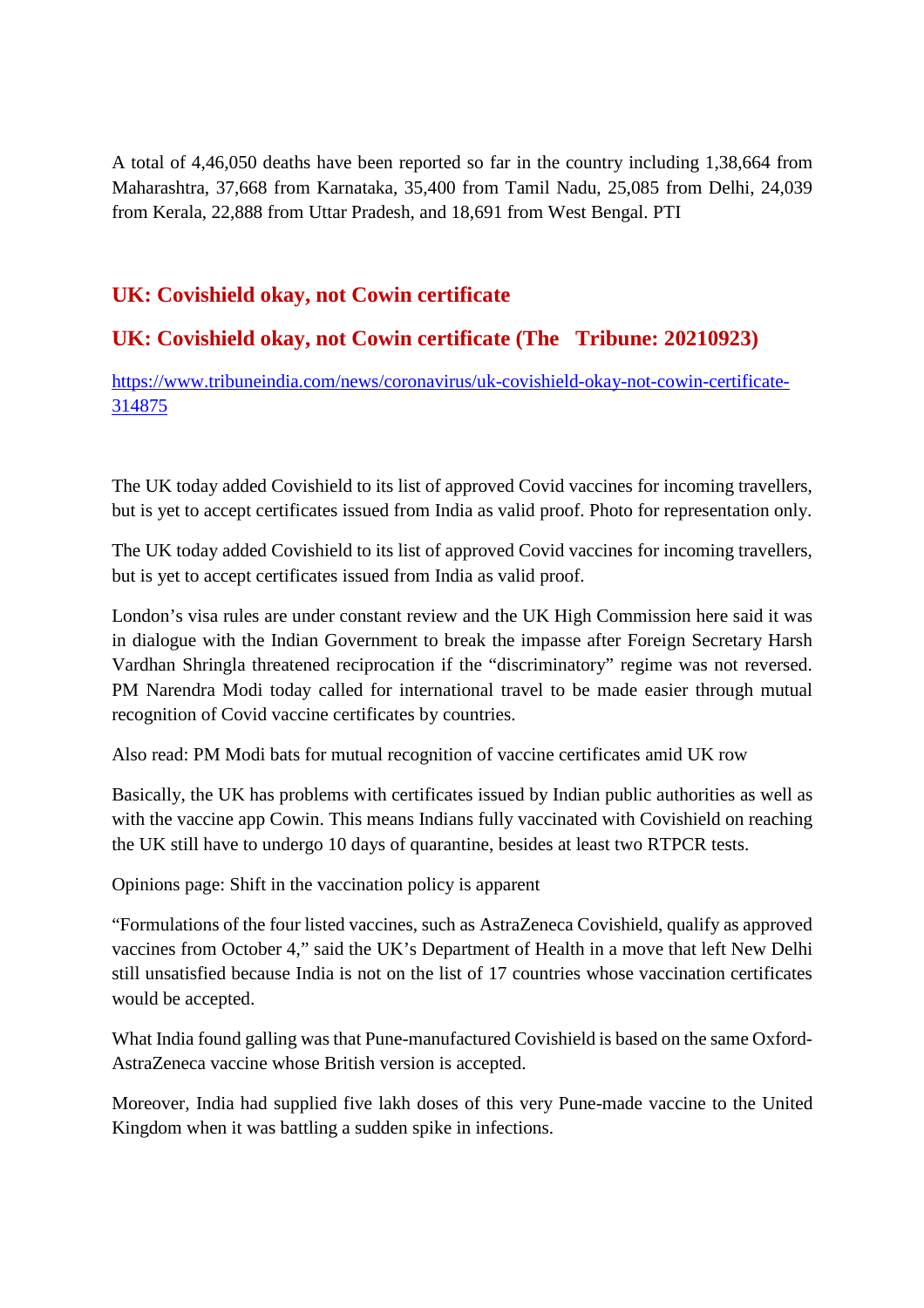A total of 4,46,050 deaths have been reported so far in the country including 1,38,664 from Maharashtra, 37,668 from Karnataka, 35,400 from Tamil Nadu, 25,085 from Delhi, 24,039 from Kerala, 22,888 from Uttar Pradesh, and 18,691 from West Bengal. PTI

## UK: Covishield okay, not Cowin certificate

## UK: Covishield okay, not Cowin certificate (The Tribune: 20210923)

https://www.tribuneindia.com/news/coronavirus/uk-covishield-okay-not-cowin-certificate-314875

The UK today added Covishield to its list of approved Covid vaccines for incoming travellers, but is yet to accept certificates issued from India as valid proof. Photo for representation only.

The UK today added Covishield to its list of approved Covid vaccines for incoming travellers, but is yet to accept certificates issued from India as valid proof.

London's visa rules are under constant review and the UK High Commission here said it was in dialogue with the Indian Government to break the impasse after Foreign Secretary Harsh Vardhan Shringla threatened reciprocation if the "discriminatory" regime was not reversed. PM Narendra Modi today called for international travel to be made easier through mutual recognition of Covid vaccine certificates by countries.

Also read: PM Modi bats for mutual recognition of vaccine certificates amid UK row

Basically, the UK has problems with certificates issued by Indian public authorities as well as with the vaccine app Cowin. This means Indians fully vaccinated with Covishield on reaching the UK still have to undergo 10 days of quarantine, besides at least two RTPCR tests.

Opinions page: Shift in the vaccination policy is apparent

"Formulations of the four listed vaccines, such as AstraZeneca Covishield, qualify as approved vaccines from October 4," said the UK's Department of Health in a move that left New Delhi still unsatisfied because India is not on the list of 17 countries whose vaccination certificates would be accepted.

What India found galling was that Pune-manufactured Covishield is based on the same Oxford-AstraZeneca vaccine whose British version is accepted.

Moreover, India had supplied five lakh doses of this very Pune-made vaccine to the United Kingdom when it was battling a sudden spike in infections.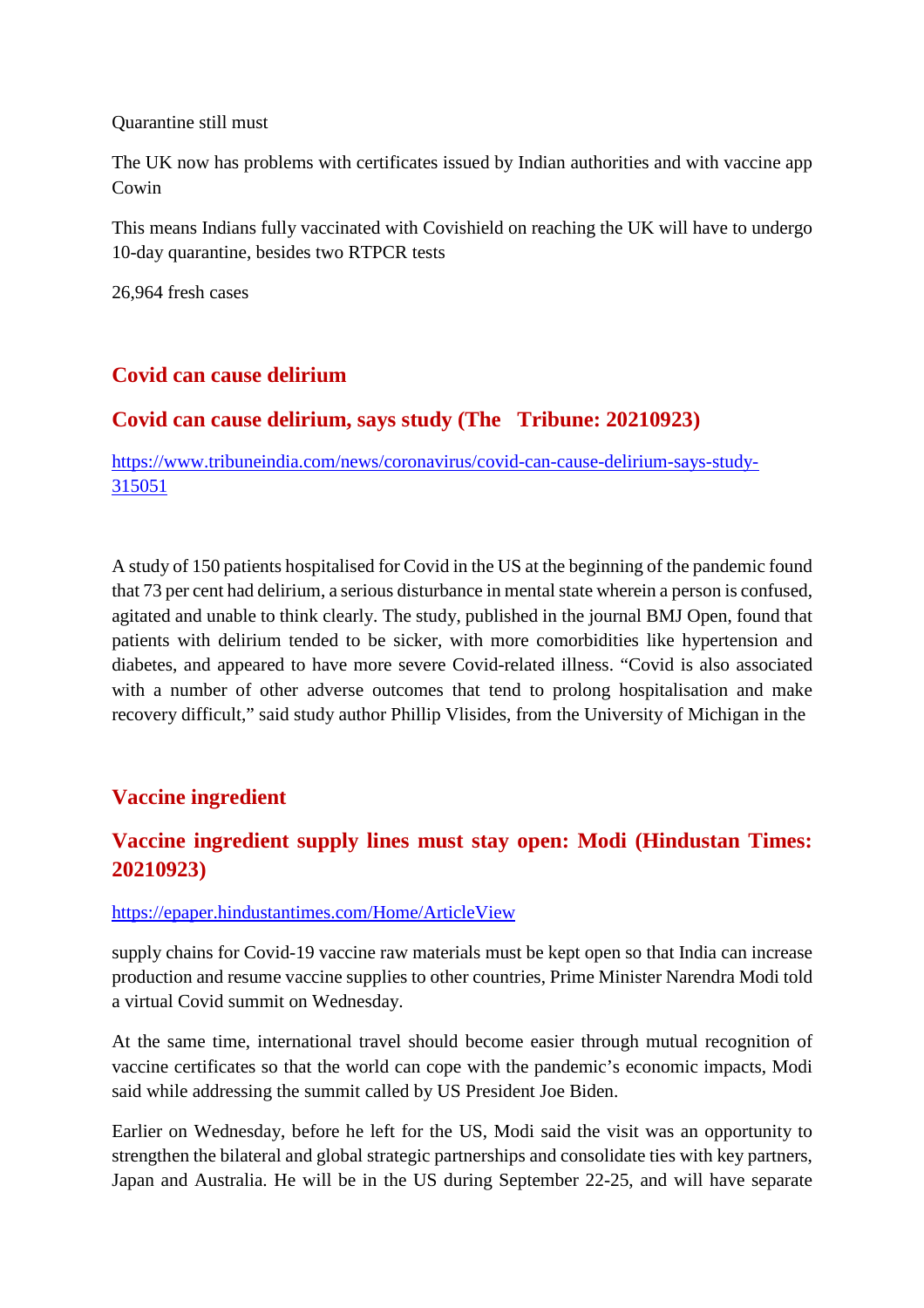Quarantine still must

The UK now has problems with certificates issued by Indian authorities and with vaccine app Cowin

This means Indians fully vaccinated with Covishield on reaching the UK will have to undergo 10-day quarantine, besides two RTPCR tests

26,964 fresh cases

## Covid can cause delirium

## Covid can cause delirium, says study (The Tribune: 20210923)

https://www.tribuneindia.com/news/coronavirus/covid-can-cause-delirium-says-study-315051

A study of 150 patients hospitalised for Covid in the US at the beginning of the pandemic found that 73 per cent had delirium, a serious disturbance in mental state wherein a person is confused, agitated and unable to think clearly. The study, published in the journal BMJ Open, found that patients with delirium tended to be sicker, with more comorbidities like hypertension and diabetes, and appeared to have more severe Covid-related illness. "Covid is also associated with a number of other adverse outcomes that tend to prolong hospitalisation and make recovery difficult," said study author Phillip Vlisides, from the University of Michigan in the

## Vaccine ingredient

## Vaccine ingredient supply lines must stay open: Modi (Hindustan Times: 20210923)

https://epaper.hindustantimes.com/Home/ArticleView

supply chains for Covid-19 vaccine raw materials must be kept open so that India can increase production and resume vaccine supplies to other countries, Prime Minister Narendra Modi told a virtual Covid summit on Wednesday.

At the same time, international travel should become easier through mutual recognition of vaccine certificates so that the world can cope with the pandemic's economic impacts, Modi said while addressing the summit called by US President Joe Biden.

Earlier on Wednesday, before he left for the US, Modi said the visit was an opportunity to strengthen the bilateral and global strategic partnerships and consolidate ties with key partners, Japan and Australia. He will be in the US during September 22-25, and will have separate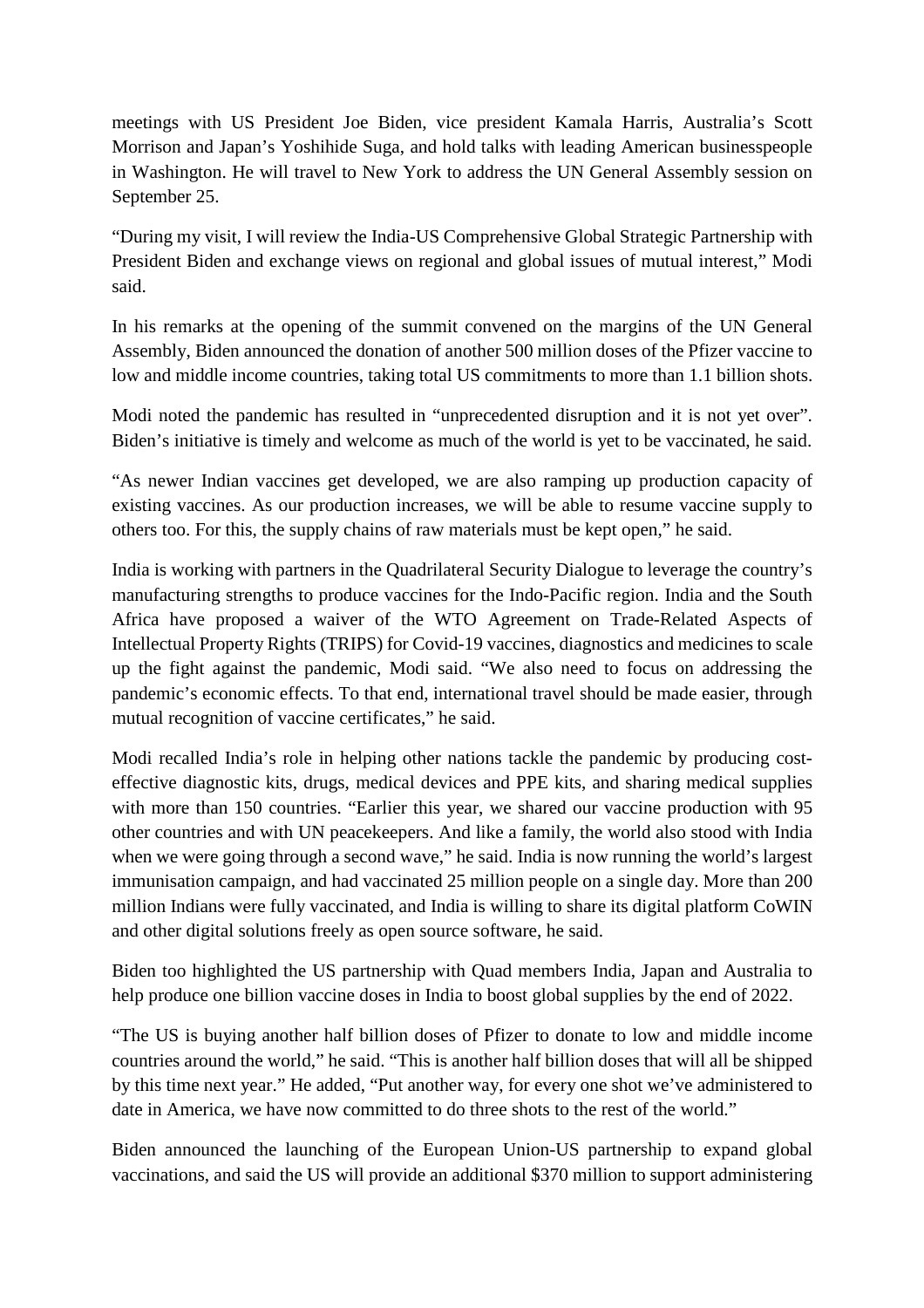meetings with US President Joe Biden, vice president Kamala Harris, Australia's Scott Morrison and Japan's Yoshihide Suga, and hold talks with leading American businesspeople in Washington. He will travel to New York to address the UN General Assembly session on September 25.

"During my visit, I will review the India-US Comprehensive Global Strategic Partnership with President Biden and exchange views on regional and global issues of mutual interest," Modi said.

In his remarks at the opening of the summit convened on the margins of the UN General Assembly, Biden announced the donation of another 500 million doses of the Pfizer vaccine to low and middle income countries, taking total US commitments to more than 1.1 billion shots.

Modi noted the pandemic has resulted in "unprecedented disruption and it is not yet over". Biden's initiative is timely and welcome as much of the world is yet to be vaccinated, he said.

"As newer Indian vaccines get developed, we are also ramping up production capacity of existing vaccines. As our production increases, we will be able to resume vaccine supply to others too. For this, the supply chains of raw materials must be kept open," he said.

India is working with partners in the Quadrilateral Security Dialogue to leverage the country's manufacturing strengths to produce vaccines for the Indo-Pacific region. India and the South Africa have proposed a waiver of the WTO Agreement on Trade-Related Aspects of Intellectual Property Rights (TRIPS) for Covid-19 vaccines, diagnostics and medicines to scale up the fight against the pandemic, Modi said. "We also need to focus on addressing the pandemic's economic effects. To that end, international travel should be made easier, through mutual recognition of vaccine certificates," he said.

Modi recalled India's role in helping other nations tackle the pandemic by producing cost-effective diagnostic kits, drugs, medical devices and PPE kits, and sharing medical supplies with more than 150 countries. "Earlier this year, we shared our vaccine production with 95 other countries and with UN peacekeepers. And like a family, the world also stood with India when we were going through a second wave," he said. India is now running the world's largest immunisation campaign, and had vaccinated 25 million people on a single day. More than 200 million Indians were fully vaccinated, and India is willing to share its digital platform CoWIN and other digital solutions freely as open source software, he said.

Biden too highlighted the US partnership with Quad members India, Japan and Australia to help produce one billion vaccine doses in India to boost global supplies by the end of 2022.

"The US is buying another half billion doses of Pfizer to donate to low and middle income countries around the world," he said. "This is another half billion doses that will all be shipped by this time next year." He added, "Put another way, for every one shot we've administered to date in America, we have now committed to do three shots to the rest of the world."

Biden announced the launching of the European Union-US partnership to expand global vaccinations, and said the US will provide an additional $370 million to support administering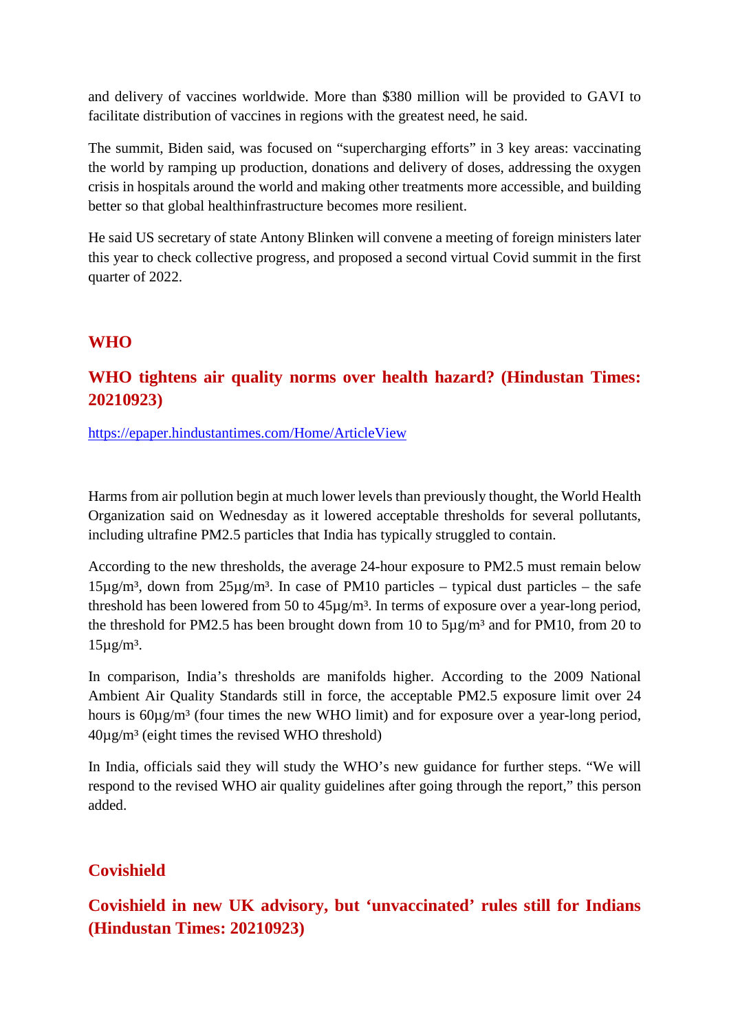and delivery of vaccines worldwide. More than $380 million will be provided to GAVI to facilitate distribution of vaccines in regions with the greatest need, he said.

The summit, Biden said, was focused on "supercharging efforts" in 3 key areas: vaccinating the world by ramping up production, donations and delivery of doses, addressing the oxygen crisis in hospitals around the world and making other treatments more accessible, and building better so that global healthinfrastructure becomes more resilient.

He said US secretary of state Antony Blinken will convene a meeting of foreign ministers later this year to check collective progress, and proposed a second virtual Covid summit in the first quarter of 2022.

## WHO

### WHO tightens air quality norms over health hazard? (Hindustan Times: 20210923)

https://epaper.hindustantimes.com/Home/ArticleView

Harms from air pollution begin at much lower levels than previously thought, the World Health Organization said on Wednesday as it lowered acceptable thresholds for several pollutants, including ultrafine PM2.5 particles that India has typically struggled to contain.

According to the new thresholds, the average 24-hour exposure to PM2.5 must remain below 15µg/m³, down from 25µg/m³. In case of PM10 particles – typical dust particles – the safe threshold has been lowered from 50 to 45µg/m³. In terms of exposure over a year-long period, the threshold for PM2.5 has been brought down from 10 to 5µg/m³ and for PM10, from 20 to 15µg/m³.

In comparison, India's thresholds are manifolds higher. According to the 2009 National Ambient Air Quality Standards still in force, the acceptable PM2.5 exposure limit over 24 hours is 60µg/m³ (four times the new WHO limit) and for exposure over a year-long period, 40µg/m³ (eight times the revised WHO threshold)

In India, officials said they will study the WHO's new guidance for further steps. "We will respond to the revised WHO air quality guidelines after going through the report," this person added.

## Covishield

### Covishield in new UK advisory, but 'unvaccinated' rules still for Indians (Hindustan Times: 20210923)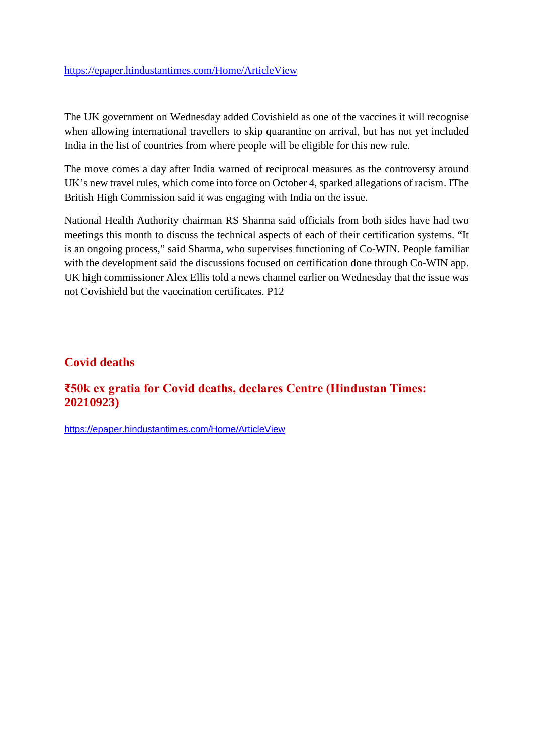https://epaper.hindustantimes.com/Home/ArticleView

The UK government on Wednesday added Covishield as one of the vaccines it will recognise when allowing international travellers to skip quarantine on arrival, but has not yet included India in the list of countries from where people will be eligible for this new rule.

The move comes a day after India warned of reciprocal measures as the controversy around UK's new travel rules, which come into force on October 4, sparked allegations of racism. IThe British High Commission said it was engaging with India on the issue.

National Health Authority chairman RS Sharma said officials from both sides have had two meetings this month to discuss the technical aspects of each of their certification systems. "It is an ongoing process," said Sharma, who supervises functioning of Co-WIN. People familiar with the development said the discussions focused on certification done through Co-WIN app. UK high commissioner Alex Ellis told a news channel earlier on Wednesday that the issue was not Covishield but the vaccination certificates. P12

## Covid deaths

### ₹50k ex gratia for Covid deaths, declares Centre (Hindustan Times: 20210923)

https://epaper.hindustantimes.com/Home/ArticleView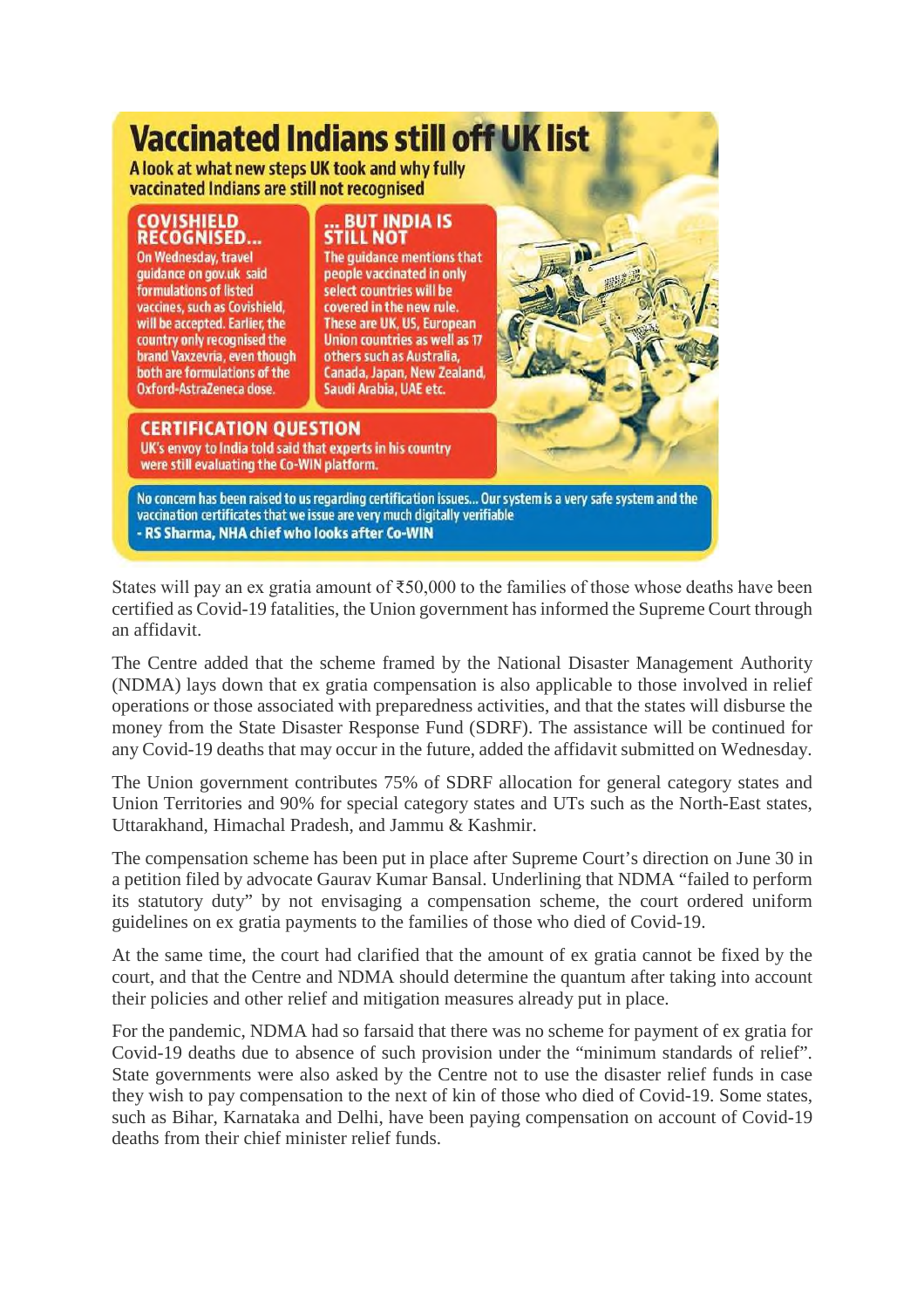# Vaccinated Indians still off UK list

A look at what new steps UK took and why fully vaccinated Indians are still not recognised

### COVISHIELD RECOGNISED...

On Wednesday, travel guidance on gov.uk said formulations of listed vaccines, such as Covishield, will be accepted. Earlier, the country only recognised the brand Vaxzevria, even though both are formulations of the Oxford-AstraZeneca dose.

### ... BUT INDIA IS STILL NOT

The guidance mentions that people vaccinated in only select countries will be covered in the new rule. These are UK, US, European Union countries as well as 17 others such as Australia, Canada, Japan, New Zealand, Saudi Arabia, UAE etc.

### CERTIFICATION QUESTION

UK's envoy to India told said that experts in his country were still evaluating the Co-WIN platform.

No concern has been raised to us regarding certification issues... Our system is a very safe system and the vaccination certificates that we issue are very much digitally verifiable
**- RS Sharma, NHA chief who looks after Co-WIN**

States will pay an ex gratia amount of ₹50,000 to the families of those whose deaths have been certified as Covid-19 fatalities, the Union government has informed the Supreme Court through an affidavit.

The Centre added that the scheme framed by the National Disaster Management Authority (NDMA) lays down that ex gratia compensation is also applicable to those involved in relief operations or those associated with preparedness activities, and that the states will disburse the money from the State Disaster Response Fund (SDRF). The assistance will be continued for any Covid-19 deaths that may occur in the future, added the affidavit submitted on Wednesday.

The Union government contributes 75% of SDRF allocation for general category states and Union Territories and 90% for special category states and UTs such as the North-East states, Uttarakhand, Himachal Pradesh, and Jammu & Kashmir.

The compensation scheme has been put in place after Supreme Court's direction on June 30 in a petition filed by advocate Gaurav Kumar Bansal. Underlining that NDMA "failed to perform its statutory duty" by not envisaging a compensation scheme, the court ordered uniform guidelines on ex gratia payments to the families of those who died of Covid-19.

At the same time, the court had clarified that the amount of ex gratia cannot be fixed by the court, and that the Centre and NDMA should determine the quantum after taking into account their policies and other relief and mitigation measures already put in place.

For the pandemic, NDMA had so farsaid that there was no scheme for payment of ex gratia for Covid-19 deaths due to absence of such provision under the "minimum standards of relief". State governments were also asked by the Centre not to use the disaster relief funds in case they wish to pay compensation to the next of kin of those who died of Covid-19. Some states, such as Bihar, Karnataka and Delhi, have been paying compensation on account of Covid-19 deaths from their chief minister relief funds.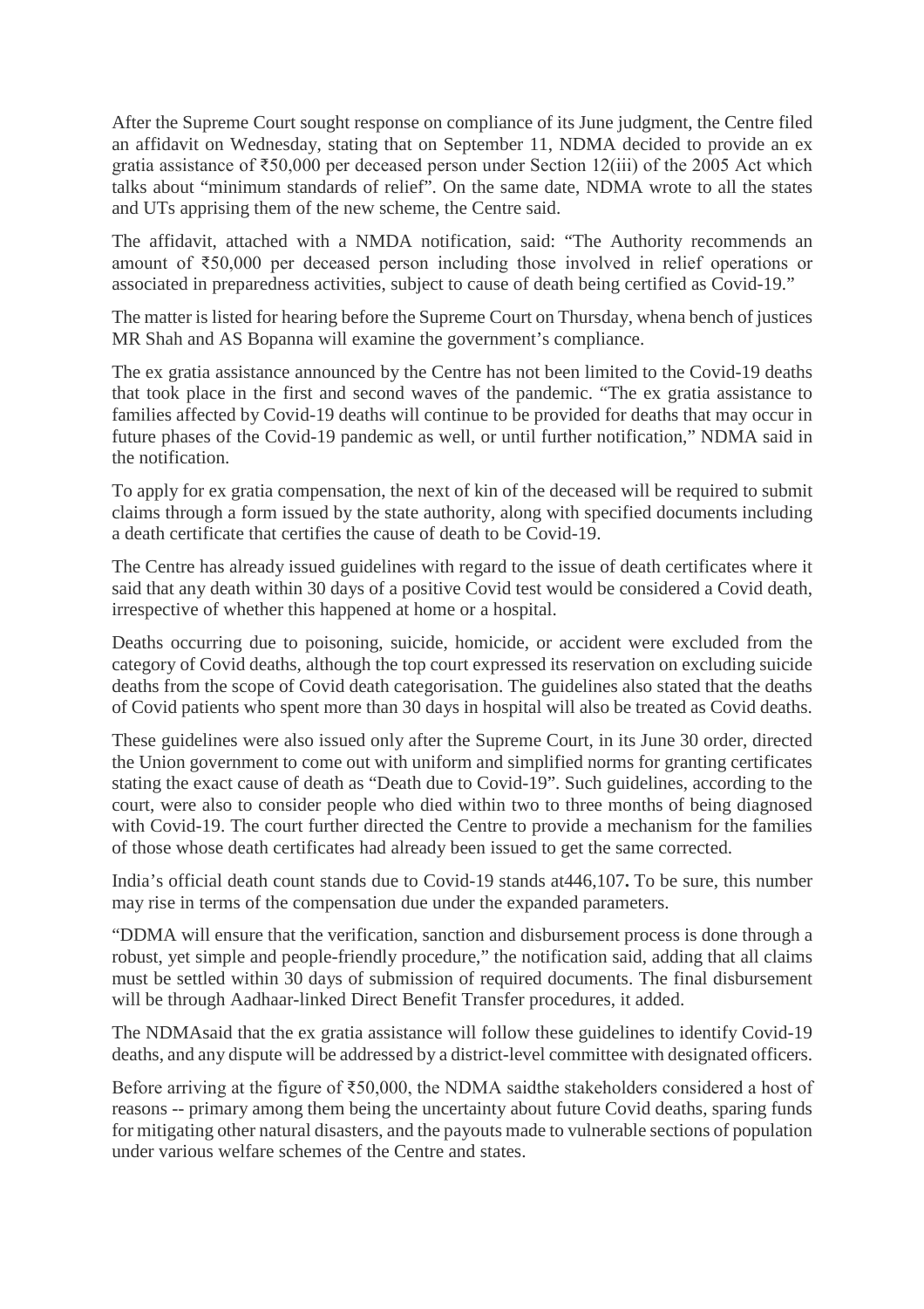After the Supreme Court sought response on compliance of its June judgment, the Centre filed an affidavit on Wednesday, stating that on September 11, NDMA decided to provide an ex gratia assistance of ₹50,000 per deceased person under Section 12(iii) of the 2005 Act which talks about "minimum standards of relief". On the same date, NDMA wrote to all the states and UTs apprising them of the new scheme, the Centre said.

The affidavit, attached with a NMDA notification, said: "The Authority recommends an amount of ₹50,000 per deceased person including those involved in relief operations or associated in preparedness activities, subject to cause of death being certified as Covid-19."

The matter is listed for hearing before the Supreme Court on Thursday, whena bench of justices MR Shah and AS Bopanna will examine the government's compliance.

The ex gratia assistance announced by the Centre has not been limited to the Covid-19 deaths that took place in the first and second waves of the pandemic. "The ex gratia assistance to families affected by Covid-19 deaths will continue to be provided for deaths that may occur in future phases of the Covid-19 pandemic as well, or until further notification," NDMA said in the notification.

To apply for ex gratia compensation, the next of kin of the deceased will be required to submit claims through a form issued by the state authority, along with specified documents including a death certificate that certifies the cause of death to be Covid-19.

The Centre has already issued guidelines with regard to the issue of death certificates where it said that any death within 30 days of a positive Covid test would be considered a Covid death, irrespective of whether this happened at home or a hospital.

Deaths occurring due to poisoning, suicide, homicide, or accident were excluded from the category of Covid deaths, although the top court expressed its reservation on excluding suicide deaths from the scope of Covid death categorisation. The guidelines also stated that the deaths of Covid patients who spent more than 30 days in hospital will also be treated as Covid deaths.

These guidelines were also issued only after the Supreme Court, in its June 30 order, directed the Union government to come out with uniform and simplified norms for granting certificates stating the exact cause of death as "Death due to Covid-19". Such guidelines, according to the court, were also to consider people who died within two to three months of being diagnosed with Covid-19. The court further directed the Centre to provide a mechanism for the families of those whose death certificates had already been issued to get the same corrected.

India's official death count stands due to Covid-19 stands at446,107**.** To be sure, this number may rise in terms of the compensation due under the expanded parameters.

"DDMA will ensure that the verification, sanction and disbursement process is done through a robust, yet simple and people-friendly procedure," the notification said, adding that all claims must be settled within 30 days of submission of required documents. The final disbursement will be through Aadhaar-linked Direct Benefit Transfer procedures, it added.

The NDMAsaid that the ex gratia assistance will follow these guidelines to identify Covid-19 deaths, and any dispute will be addressed by a district-level committee with designated officers.

Before arriving at the figure of ₹50,000, the NDMA saidthe stakeholders considered a host of reasons -- primary among them being the uncertainty about future Covid deaths, sparing funds for mitigating other natural disasters, and the payouts made to vulnerable sections of population under various welfare schemes of the Centre and states.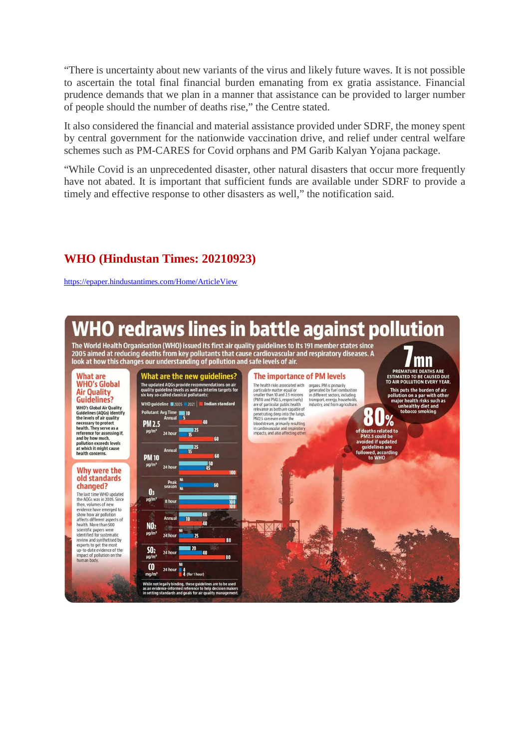"There is uncertainty about new variants of the virus and likely future waves. It is not possible to ascertain the total final financial burden emanating from ex gratia assistance. Financial prudence demands that we plan in a manner that assistance can be provided to larger number of people should the number of deaths rise," the Centre stated.

It also considered the financial and material assistance provided under SDRF, the money spent by central government for the nationwide vaccination drive, and relief under central welfare schemes such as PM-CARES for Covid orphans and PM Garib Kalyan Yojana package.

"While Covid is an unprecedented disaster, other natural disasters that occur more frequently have not abated. It is important that sufficient funds are available under SDRF to provide a timely and effective response to other disasters as well," the notification said.

## WHO (Hindustan Times: 20210923)

https://epaper.hindustantimes.com/Home/ArticleView

# WHO redraws lines in battle against pollution

The World Health Organisation (WHO) issued its first air quality guidelines to its 191 member states since 2005 aimed at reducing deaths from key pollutants that cause cardiovascular and respiratory diseases. A look at how this changes our understanding of pollution and safe levels of air.

**7mn** PREMATURE DEATHS ARE ESTIMATED TO BE CAUSED DUE TO AIR POLLUTION EVERY YEAR. This puts the burden of air pollution on a par with other major health risks such as unhealthy diet and tobacco smoking

**80%** of deaths related to PM2.5 could be avoided if updated guidelines are followed, according to WHO

### What are WHO's Global Air Quality Guidelines?

WHO's Global Air Quality Guidelines (AQGs) identify the levels of air quality necessary to protect health. They serve as a reference for assessing if, and by how much, pollution exceeds levels at which it might cause health concerns.

### Why were the old standards changed?

The last time WHO updated the AQGs was in 2005. Since then, volumes of new evidence have emerged to show how air pollution affects different aspects of health. More than 500 scientific papers were identified for systematic review and synthesised by experts to get the most up-to-date evidence of the impact of pollution on the human body.

### What are the new guidelines?

The updated AQGs provide recommendations on air quality guideline levels as well as interim targets for six key so-called classical pollutants:

| Pollutant | Avg Time | WHO guideline 2005 | WHO guideline 2021 | Indian standard |
|---|---|---|---|---|
| PM 2.5 (µg/m³) | Annual | 10 | 5 | 40 |
| | 24 hour | 25 | 15 | 60 |
| PM 10 (µg/m³) | Annual | 25 | 15 | 60 |
| | 24 hour | 50 | 45 | 100 |
| $O_3$ (µg/m³) | Peak season | NA | 60 | |
| | 8 hour | 100 | 100 | 100 |
| $NO_2$ (µg/m³) | Annual | 40 | 10 | 40 |
| | 24 hour | NA | 25 | 80 |
| $SO_2$ (µg/m³) | 24 hour | 20 | 40 | 80 |
| CO (mg/m³) | 24 hour | NA | 4 | 4 (for 1 hour) |

While not legally binding, these guidelines are to be used as an evidence-informed reference to help decision makers in setting standards and goals for air quality management.

### The importance of PM levels

The health risks associated with particulate matter equal or smaller than 10 and 2.5 microns (PM10 and PM2.5, respectively) are of particular public health relevance as both are capable of penetrating deep into the lungs. PM2.5 can even enter the bloodstream, primarily resulting in cardiovascular and respiratory impacts, and also affecting other organs. PM is primarily generated by fuel combustion in different sectors, including transport, energy, households, industry, and from agriculture.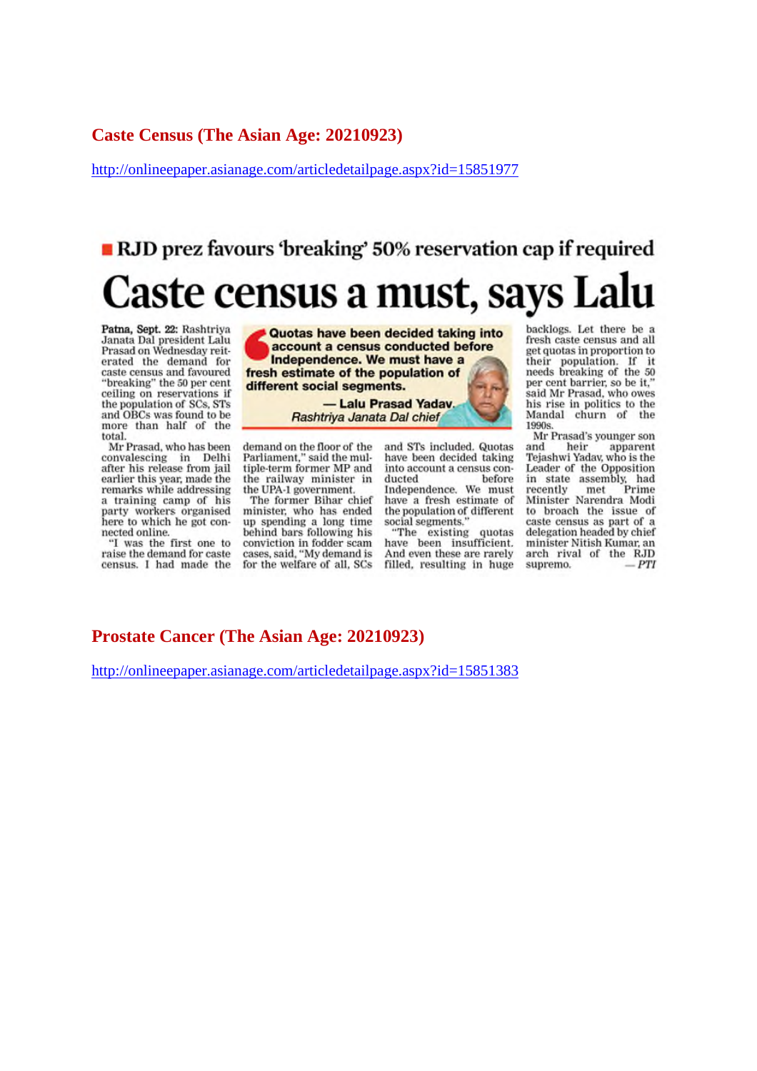## Caste Census (The Asian Age: 20210923)

http://onlineepaper.asianage.com/articledetailpage.aspx?id=15851977

**RJD prez favours 'breaking' 50% reservation cap if required**

# Caste census a must, says Lalu

> **Quotas have been decided taking into account a census conducted before Independence. We must have a fresh estimate of the population of different social segments.**
>
> — Lalu Prasad Yadav, *Rashtriya Janata Dal chief*

**Patna, Sept. 22:** Rashtriya Janata Dal president Lalu Prasad on Wednesday reiterated the demand for caste census and favoured "breaking" the 50 per cent ceiling on reservations if the population of SCs, STs and OBCs was found to be more than half of the total.

Mr Prasad, who has been convalescing in Delhi after his release from jail earlier this year, made the remarks while addressing a training camp of his party workers organised here to which he got connected online.

"I was the first one to raise the demand for caste census. I had made the demand on the floor of the Parliament," said the multiple-term former MP and the railway minister in the UPA-1 government.

The former Bihar chief minister, who has ended up spending a long time behind bars following his conviction in fodder scam cases, said, "My demand is for the welfare of all, SCs and STs included. Quotas have been decided taking into account a census conducted before Independence. We must have a fresh estimate of the population of different social segments."

"The existing quotas have been insufficient. And even these are rarely filled, resulting in huge backlogs. Let there be a fresh caste census and all get quotas in proportion to their population. If it needs breaking of the 50 per cent barrier, so be it," said Mr Prasad, who owes his rise in politics to the Mandal churn of the 1990s.

Mr Prasad's younger son and heir apparent Tejashwi Yadav, who is the Leader of the Opposition in state assembly, had recently met Prime Minister Narendra Modi to broach the issue of caste census as part of a delegation headed by chief minister Nitish Kumar, an arch rival of the RJD supremo. *— PTI*

## Prostate Cancer (The Asian Age: 20210923)

http://onlineepaper.asianage.com/articledetailpage.aspx?id=15851383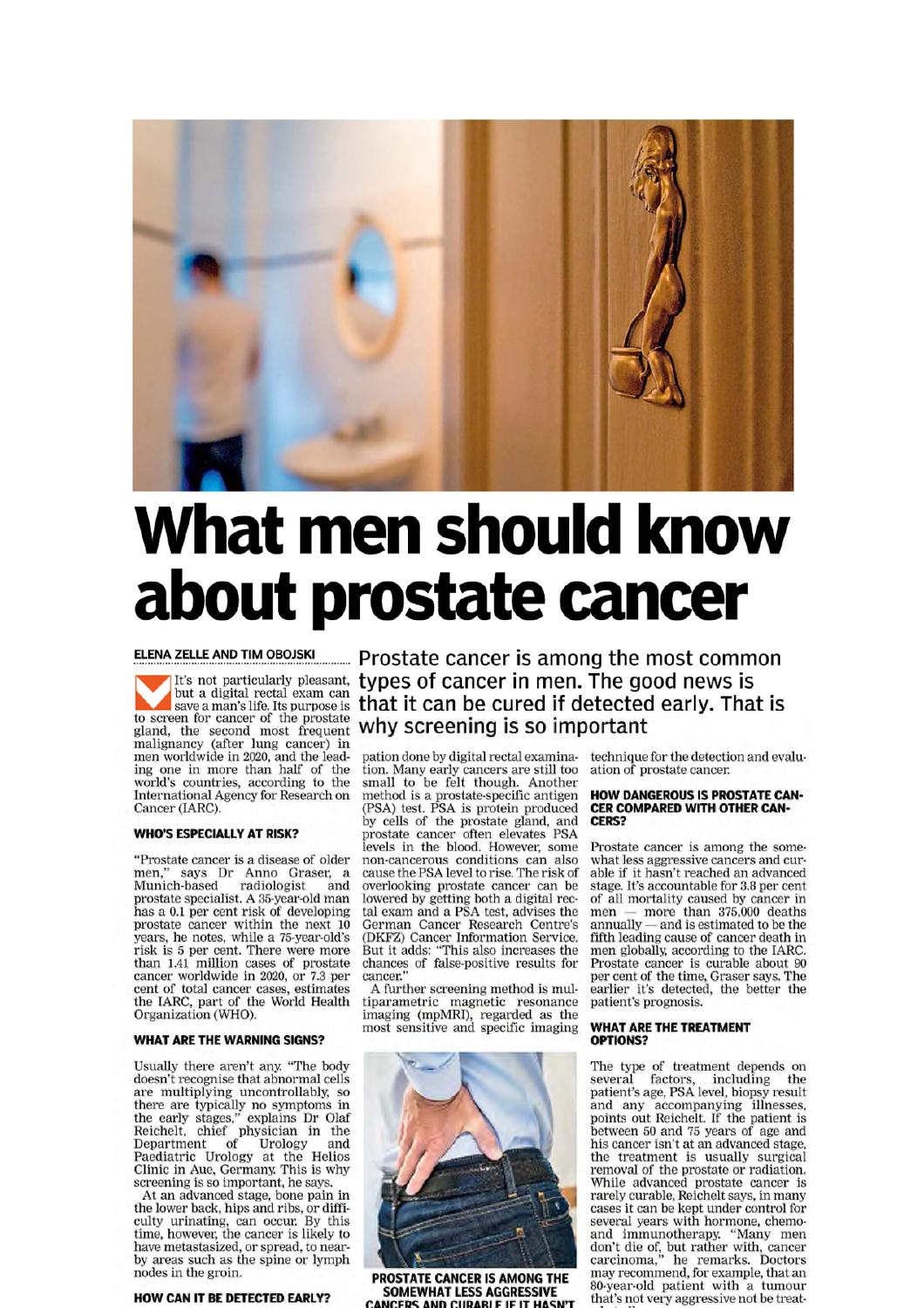# What men should know about prostate cancer

ELENA ZELLE AND TIM OBOJSKI

Prostate cancer is among the most common types of cancer in men. The good news is that it can be cured if detected early. That is why screening is so important

It's not particularly pleasant, but a digital rectal exam can save a man's life. Its purpose is to screen for cancer of the prostate gland, the second most frequent malignancy (after lung cancer) in men worldwide in 2020, and the leading one in more than half of the world's countries, according to the International Agency for Research on Cancer (IARC).

### WHO'S ESPECIALLY AT RISK?

"Prostate cancer is a disease of older men," says Dr Anno Graser, a Munich-based radiologist and prostate specialist. A 35-year-old man has a 0.1 per cent risk of developing prostate cancer within the next 10 years, he notes, while a 75-year-old's risk is 5 per cent. There were more than 1.41 million cases of prostate cancer worldwide in 2020, or 7.3 per cent of total cancer cases, estimates the IARC, part of the World Health Organization (WHO).

### WHAT ARE THE WARNING SIGNS?

Usually there aren't any. "The body doesn't recognise that abnormal cells are multiplying uncontrollably, so there are typically no symptoms in the early stages," explains Dr Olaf Reichelt, chief physician in the Department of Urology and Paediatric Urology at the Helios Clinic in Aue, Germany. This is why screening is so important, he says.

At an advanced stage, bone pain in the lower back, hips and ribs, or difficulty urinating, can occur. By this time, however, the cancer is likely to have metastasized, or spread, to nearby areas such as the spine or lymph nodes in the groin.

### HOW CAN IT BE DETECTED EARLY?

pation done by digital rectal examination. Many early cancers are still too small to be felt though. Another method is a prostate-specific antigen (PSA) test. PSA is protein produced by cells of the prostate gland, and prostate cancer often elevates PSA levels in the blood. However, some non-cancerous conditions can also cause the PSA level to rise. The risk of overlooking prostate cancer can be lowered by getting both a digital rectal exam and a PSA test, advises the German Cancer Research Centre's (DKFZ) Cancer Information Service. But it adds: "This also increases the chances of false-positive results for cancer."

A further screening method is multiparametric magnetic resonance imaging (mpMRI), regarded as the most sensitive and specific imaging technique for the detection and evaluation of prostate cancer.

PROSTATE CANCER IS AMONG THE SOMEWHAT LESS AGGRESSIVE CANCERS AND CURABLE IF IT HASN'T

### HOW DANGEROUS IS PROSTATE CANCER COMPARED WITH OTHER CANCERS?

Prostate cancer is among the somewhat less aggressive cancers and curable if it hasn't reached an advanced stage. It's accountable for 3.8 per cent of all mortality caused by cancer in men — more than 375,000 deaths annually — and is estimated to be the fifth leading cause of cancer death in men globally, according to the IARC. Prostate cancer is curable about 90 per cent of the time, Graser says. The earlier it's detected, the better the patient's prognosis.

### WHAT ARE THE TREATMENT OPTIONS?

The type of treatment depends on several factors, including the patient's age, PSA level, biopsy result and any accompanying illnesses, points out Reichelt. If the patient is between 50 and 75 years of age and his cancer isn't at an advanced stage, the treatment is usually surgical removal of the prostate or radiation. While advanced prostate cancer is rarely curable, Reichelt says, in many cases it can be kept under control for several years with hormone, chemo- and immunotherapy. "Many men don't die of, but rather with, cancer carcinoma," he remarks. Doctors may recommend, for example, that an 80-year-old patient with a tumour that's not very aggressive not be treat-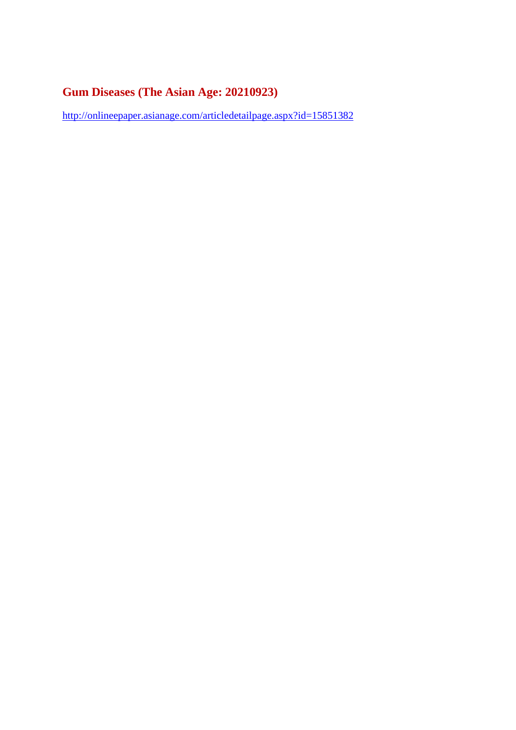## Gum Diseases (The Asian Age: 20210923)

http://onlineepaper.asianage.com/articledetailpage.aspx?id=15851382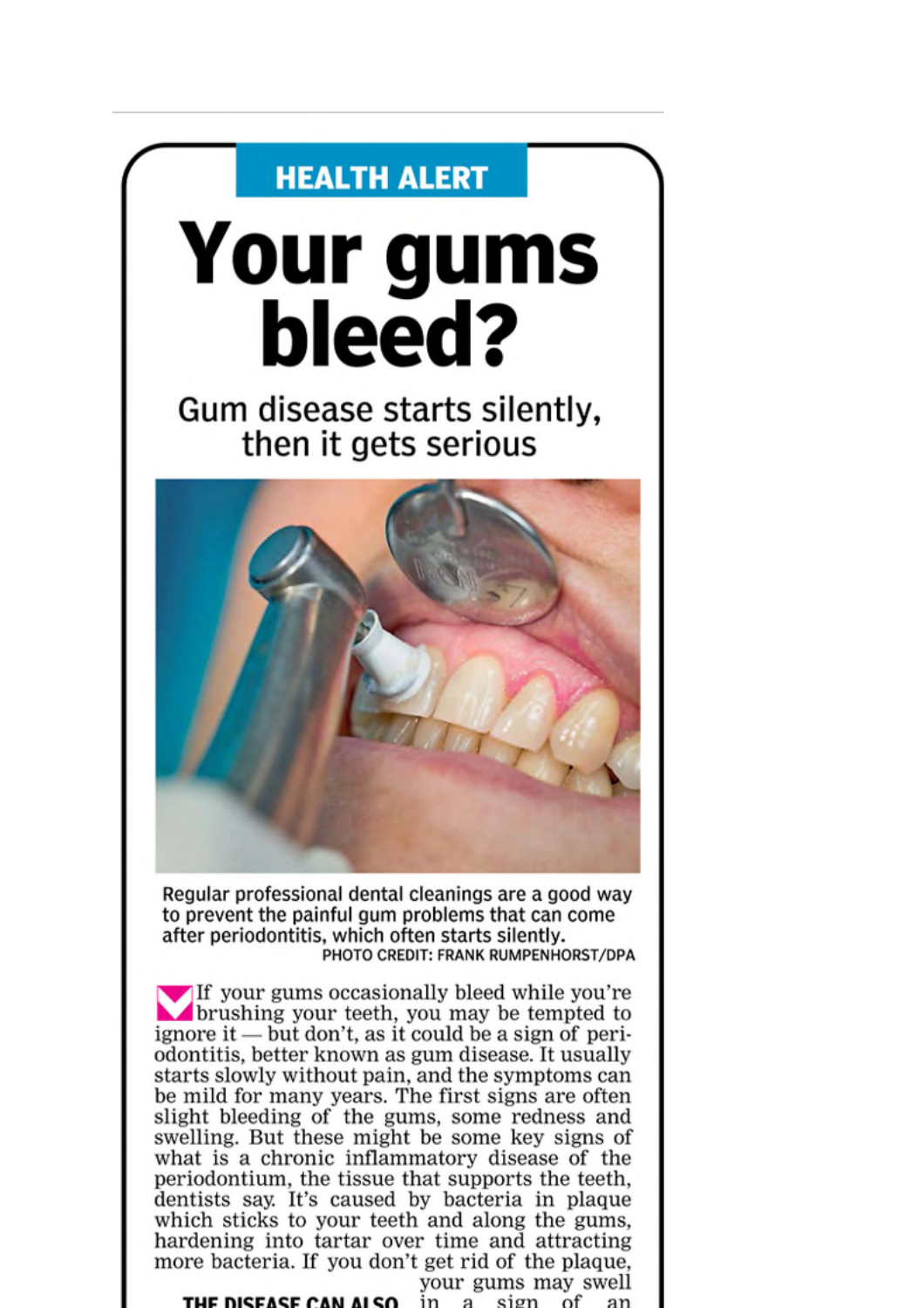HEALTH ALERT

# Your gums bleed?

## Gum disease starts silently, then it gets serious

Regular professional dental cleanings are a good way to prevent the painful gum problems that can come after periodontitis, which often starts silently.
PHOTO CREDIT: FRANK RUMPENHORST/DPA

If your gums occasionally bleed while you're brushing your teeth, you may be tempted to ignore it — but don't, as it could be a sign of periodontitis, better known as gum disease. It usually starts slowly without pain, and the symptoms can be mild for many years. The first signs are often slight bleeding of the gums, some redness and swelling. But these might be some key signs of what is a chronic inflammatory disease of the periodontium, the tissue that supports the teeth, dentists say. It's caused by bacteria in plaque which sticks to your teeth and along the gums, hardening into tartar over time and attracting more bacteria. If you don't get rid of the plaque, your gums may swell in a sign of an

**THE DISEASE CAN ALSO**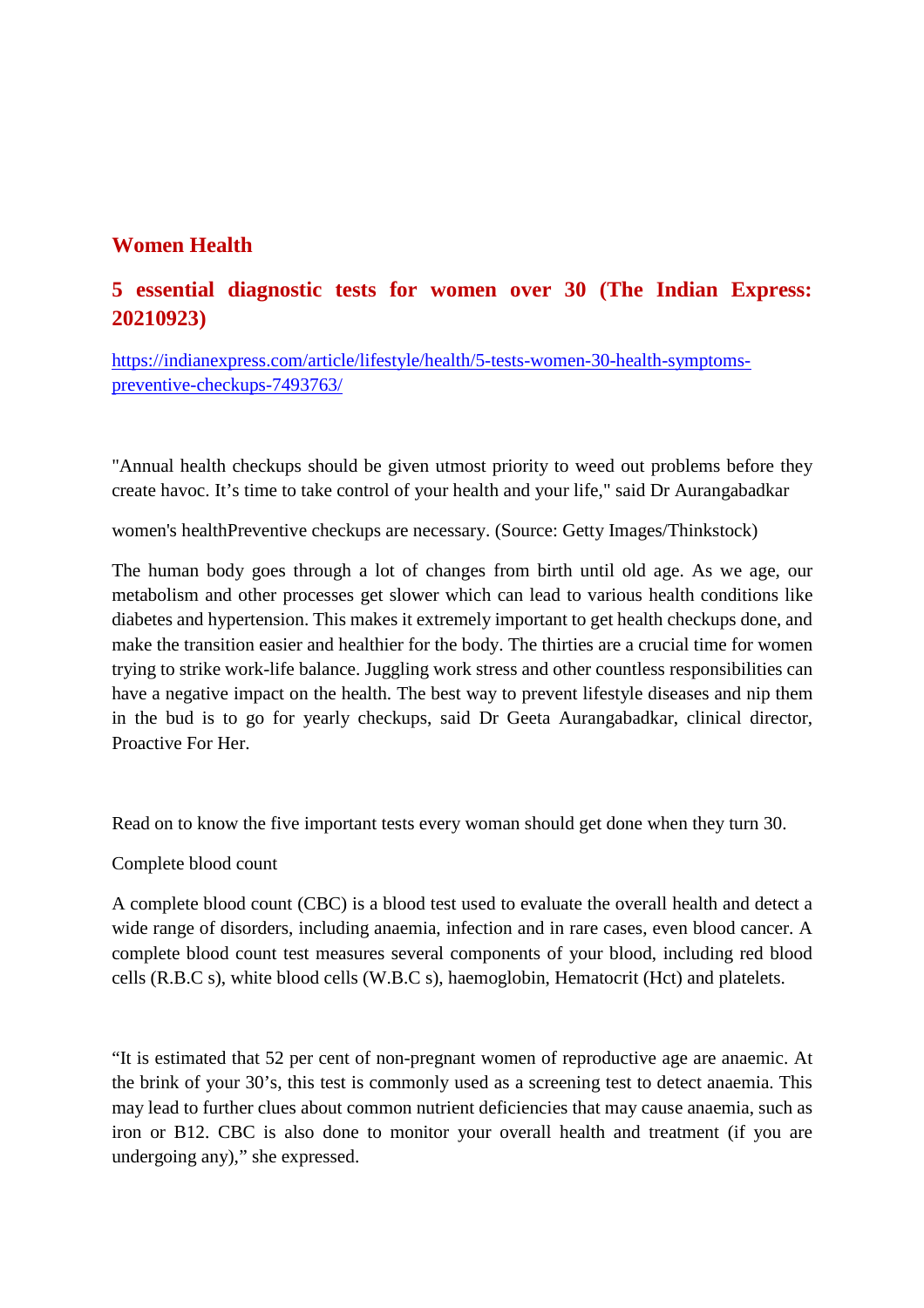## Women Health

## 5 essential diagnostic tests for women over 30 (The Indian Express: 20210923)

[https://indianexpress.com/article/lifestyle/health/5-tests-women-30-health-symptoms-preventive-checkups-7493763/](https://indianexpress.com/article/lifestyle/health/5-tests-women-30-health-symptoms-preventive-checkups-7493763/)

"Annual health checkups should be given utmost priority to weed out problems before they create havoc. It's time to take control of your health and your life," said Dr Aurangabadkar

women's healthPreventive checkups are necessary. (Source: Getty Images/Thinkstock)

The human body goes through a lot of changes from birth until old age. As we age, our metabolism and other processes get slower which can lead to various health conditions like diabetes and hypertension. This makes it extremely important to get health checkups done, and make the transition easier and healthier for the body. The thirties are a crucial time for women trying to strike work-life balance. Juggling work stress and other countless responsibilities can have a negative impact on the health. The best way to prevent lifestyle diseases and nip them in the bud is to go for yearly checkups, said Dr Geeta Aurangabadkar, clinical director, Proactive For Her.

Read on to know the five important tests every woman should get done when they turn 30.

Complete blood count

A complete blood count (CBC) is a blood test used to evaluate the overall health and detect a wide range of disorders, including anaemia, infection and in rare cases, even blood cancer. A complete blood count test measures several components of your blood, including red blood cells (R.B.C s), white blood cells (W.B.C s), haemoglobin, Hematocrit (Hct) and platelets.

"It is estimated that 52 per cent of non-pregnant women of reproductive age are anaemic. At the brink of your 30's, this test is commonly used as a screening test to detect anaemia. This may lead to further clues about common nutrient deficiencies that may cause anaemia, such as iron or B12. CBC is also done to monitor your overall health and treatment (if you are undergoing any)," she expressed.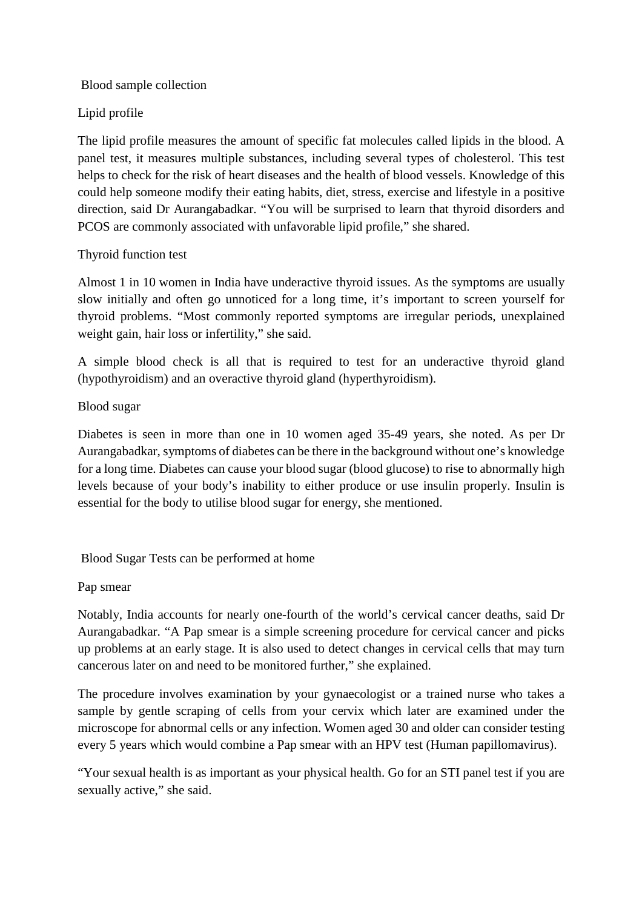Blood sample collection

## Lipid profile

The lipid profile measures the amount of specific fat molecules called lipids in the blood. A panel test, it measures multiple substances, including several types of cholesterol. This test helps to check for the risk of heart diseases and the health of blood vessels. Knowledge of this could help someone modify their eating habits, diet, stress, exercise and lifestyle in a positive direction, said Dr Aurangabadkar. "You will be surprised to learn that thyroid disorders and PCOS are commonly associated with unfavorable lipid profile," she shared.

## Thyroid function test

Almost 1 in 10 women in India have underactive thyroid issues. As the symptoms are usually slow initially and often go unnoticed for a long time, it's important to screen yourself for thyroid problems. "Most commonly reported symptoms are irregular periods, unexplained weight gain, hair loss or infertility," she said.

A simple blood check is all that is required to test for an underactive thyroid gland (hypothyroidism) and an overactive thyroid gland (hyperthyroidism).

## Blood sugar

Diabetes is seen in more than one in 10 women aged 35-49 years, she noted. As per Dr Aurangabadkar, symptoms of diabetes can be there in the background without one's knowledge for a long time. Diabetes can cause your blood sugar (blood glucose) to rise to abnormally high levels because of your body's inability to either produce or use insulin properly. Insulin is essential for the body to utilise blood sugar for energy, she mentioned.

Blood Sugar Tests can be performed at home

## Pap smear

Notably, India accounts for nearly one-fourth of the world's cervical cancer deaths, said Dr Aurangabadkar. "A Pap smear is a simple screening procedure for cervical cancer and picks up problems at an early stage. It is also used to detect changes in cervical cells that may turn cancerous later on and need to be monitored further," she explained.

The procedure involves examination by your gynaecologist or a trained nurse who takes a sample by gentle scraping of cells from your cervix which later are examined under the microscope for abnormal cells or any infection. Women aged 30 and older can consider testing every 5 years which would combine a Pap smear with an HPV test (Human papillomavirus).

"Your sexual health is as important as your physical health. Go for an STI panel test if you are sexually active," she said.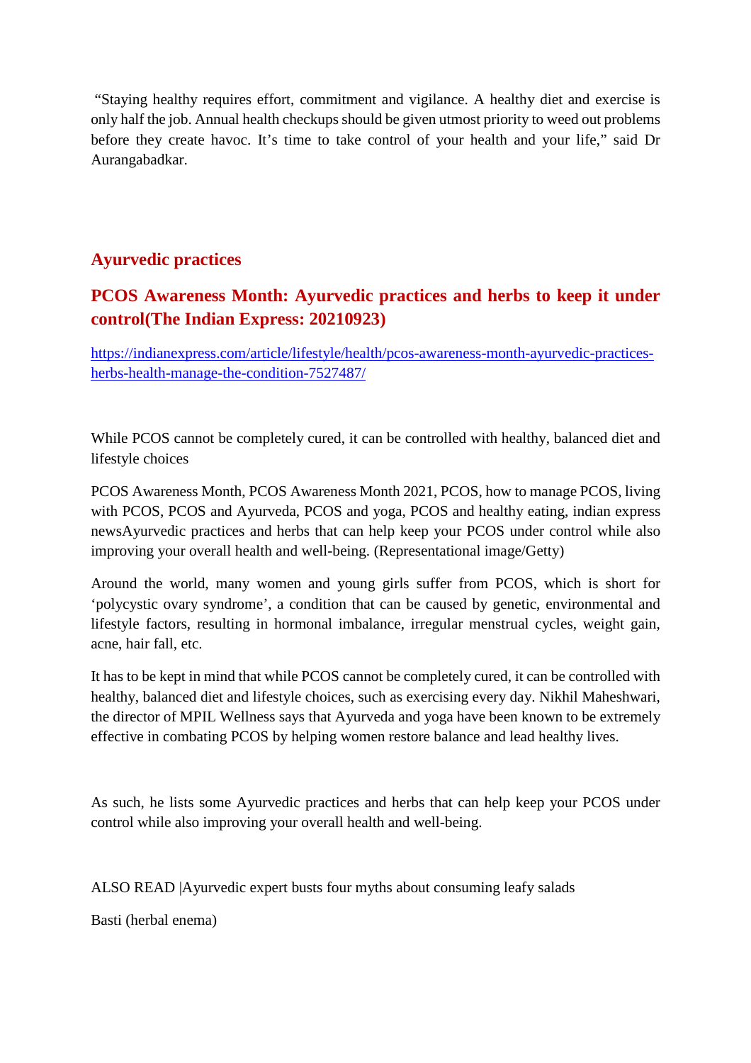"Staying healthy requires effort, commitment and vigilance. A healthy diet and exercise is only half the job. Annual health checkups should be given utmost priority to weed out problems before they create havoc. It's time to take control of your health and your life," said Dr Aurangabadkar.

## Ayurvedic practices

## PCOS Awareness Month: Ayurvedic practices and herbs to keep it under control(The Indian Express: 20210923)

https://indianexpress.com/article/lifestyle/health/pcos-awareness-month-ayurvedic-practices-herbs-health-manage-the-condition-7527487/

While PCOS cannot be completely cured, it can be controlled with healthy, balanced diet and lifestyle choices

PCOS Awareness Month, PCOS Awareness Month 2021, PCOS, how to manage PCOS, living with PCOS, PCOS and Ayurveda, PCOS and yoga, PCOS and healthy eating, indian express newsAyurvedic practices and herbs that can help keep your PCOS under control while also improving your overall health and well-being. (Representational image/Getty)

Around the world, many women and young girls suffer from PCOS, which is short for 'polycystic ovary syndrome', a condition that can be caused by genetic, environmental and lifestyle factors, resulting in hormonal imbalance, irregular menstrual cycles, weight gain, acne, hair fall, etc.

It has to be kept in mind that while PCOS cannot be completely cured, it can be controlled with healthy, balanced diet and lifestyle choices, such as exercising every day. Nikhil Maheshwari, the director of MPIL Wellness says that Ayurveda and yoga have been known to be extremely effective in combating PCOS by helping women restore balance and lead healthy lives.

As such, he lists some Ayurvedic practices and herbs that can help keep your PCOS under control while also improving your overall health and well-being.

ALSO READ |Ayurvedic expert busts four myths about consuming leafy salads

Basti (herbal enema)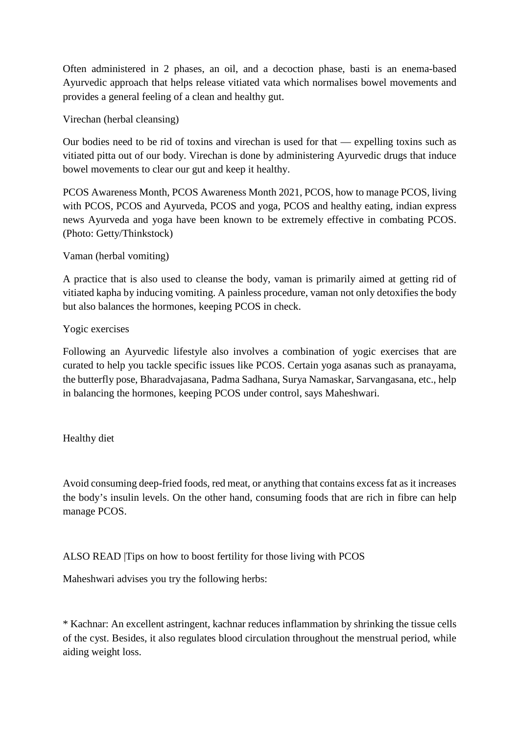Often administered in 2 phases, an oil, and a decoction phase, basti is an enema-based Ayurvedic approach that helps release vitiated vata which normalises bowel movements and provides a general feeling of a clean and healthy gut.

Virechan (herbal cleansing)

Our bodies need to be rid of toxins and virechan is used for that — expelling toxins such as vitiated pitta out of our body. Virechan is done by administering Ayurvedic drugs that induce bowel movements to clear our gut and keep it healthy.

PCOS Awareness Month, PCOS Awareness Month 2021, PCOS, how to manage PCOS, living with PCOS, PCOS and Ayurveda, PCOS and yoga, PCOS and healthy eating, indian express news Ayurveda and yoga have been known to be extremely effective in combating PCOS. (Photo: Getty/Thinkstock)

Vaman (herbal vomiting)

A practice that is also used to cleanse the body, vaman is primarily aimed at getting rid of vitiated kapha by inducing vomiting. A painless procedure, vaman not only detoxifies the body but also balances the hormones, keeping PCOS in check.

Yogic exercises

Following an Ayurvedic lifestyle also involves a combination of yogic exercises that are curated to help you tackle specific issues like PCOS. Certain yoga asanas such as pranayama, the butterfly pose, Bharadvajasana, Padma Sadhana, Surya Namaskar, Sarvangasana, etc., help in balancing the hormones, keeping PCOS under control, says Maheshwari.

Healthy diet

Avoid consuming deep-fried foods, red meat, or anything that contains excess fat as it increases the body's insulin levels. On the other hand, consuming foods that are rich in fibre can help manage PCOS.

ALSO READ |Tips on how to boost fertility for those living with PCOS

Maheshwari advises you try the following herbs:

* Kachnar: An excellent astringent, kachnar reduces inflammation by shrinking the tissue cells of the cyst. Besides, it also regulates blood circulation throughout the menstrual period, while aiding weight loss.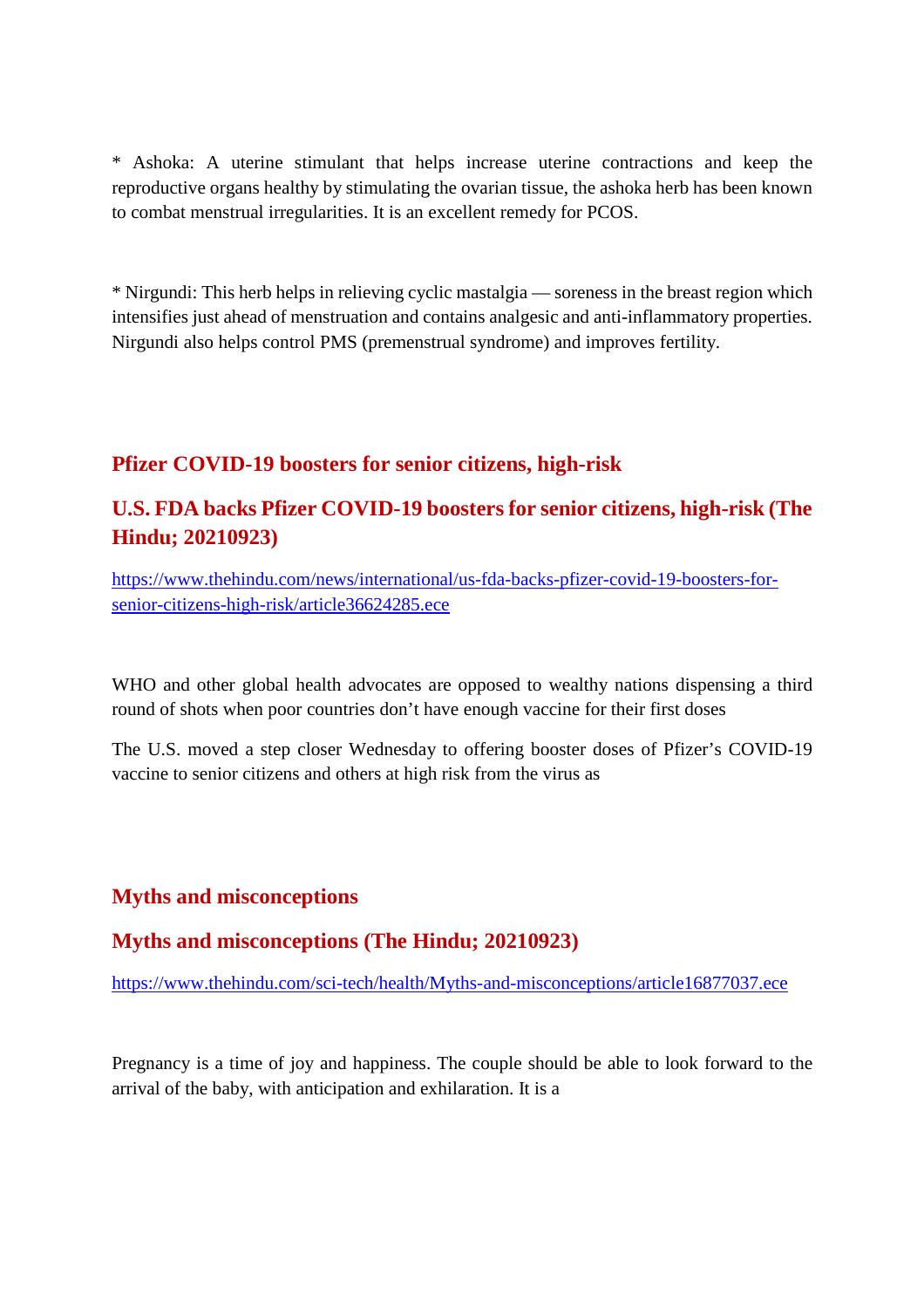* Ashoka: A uterine stimulant that helps increase uterine contractions and keep the reproductive organs healthy by stimulating the ovarian tissue, the ashoka herb has been known to combat menstrual irregularities. It is an excellent remedy for PCOS.

* Nirgundi: This herb helps in relieving cyclic mastalgia — soreness in the breast region which intensifies just ahead of menstruation and contains analgesic and anti-inflammatory properties. Nirgundi also helps control PMS (premenstrual syndrome) and improves fertility.

## Pfizer COVID-19 boosters for senior citizens, high-risk

## U.S. FDA backs Pfizer COVID-19 boosters for senior citizens, high-risk (The Hindu; 20210923)

https://www.thehindu.com/news/international/us-fda-backs-pfizer-covid-19-boosters-for-senior-citizens-high-risk/article36624285.ece

WHO and other global health advocates are opposed to wealthy nations dispensing a third round of shots when poor countries don't have enough vaccine for their first doses

The U.S. moved a step closer Wednesday to offering booster doses of Pfizer's COVID-19 vaccine to senior citizens and others at high risk from the virus as

## Myths and misconceptions

## Myths and misconceptions (The Hindu; 20210923)

https://www.thehindu.com/sci-tech/health/Myths-and-misconceptions/article16877037.ece

Pregnancy is a time of joy and happiness. The couple should be able to look forward to the arrival of the baby, with anticipation and exhilaration. It is a